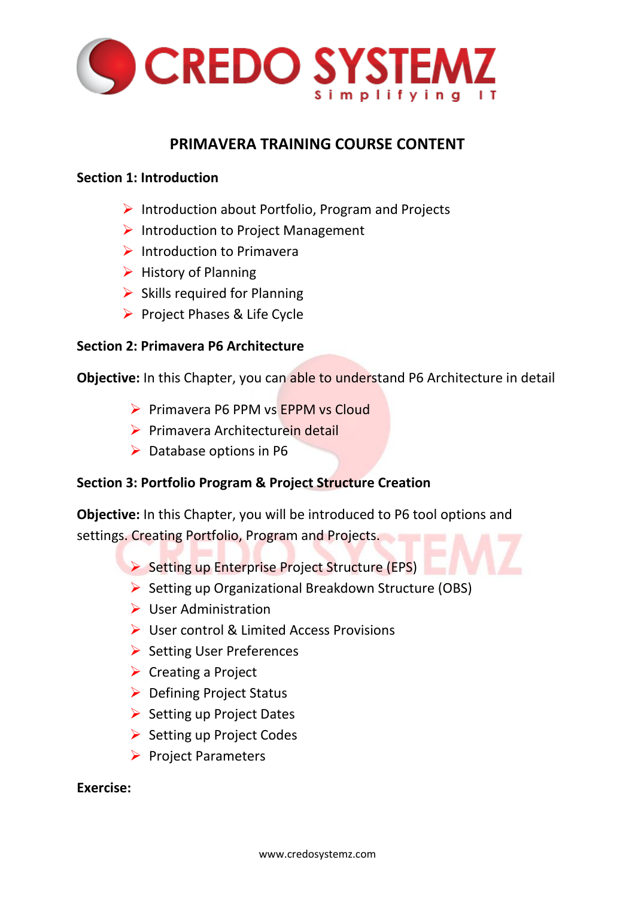# CREDO SYSTEMZ

Simplifying IT

## PRIMAVERA TRAINING COURSE CONTENT

**Section 1: Introduction**

- Introduction about Portfolio, Program and Projects
- Introduction to Project Management
- Introduction to Primavera
- History of Planning
- Skills required for Planning
- Project Phases & Life Cycle

**Section 2: Primavera P6 Architecture**

**Objective:** In this Chapter, you can able to understand P6 Architecture in detail

- Primavera P6 PPM vs EPPM vs Cloud
- Primavera Architecturein detail
- Database options in P6

**Section 3: Portfolio Program & Project Structure Creation**

**Objective:** In this Chapter, you will be introduced to P6 tool options and settings. Creating Portfolio, Program and Projects.

- Setting up Enterprise Project Structure (EPS)
- Setting up Organizational Breakdown Structure (OBS)
- User Administration
- User control & Limited Access Provisions
- Setting User Preferences
- Creating a Project
- Defining Project Status
- Setting up Project Dates
- Setting up Project Codes
- Project Parameters

**Exercise:**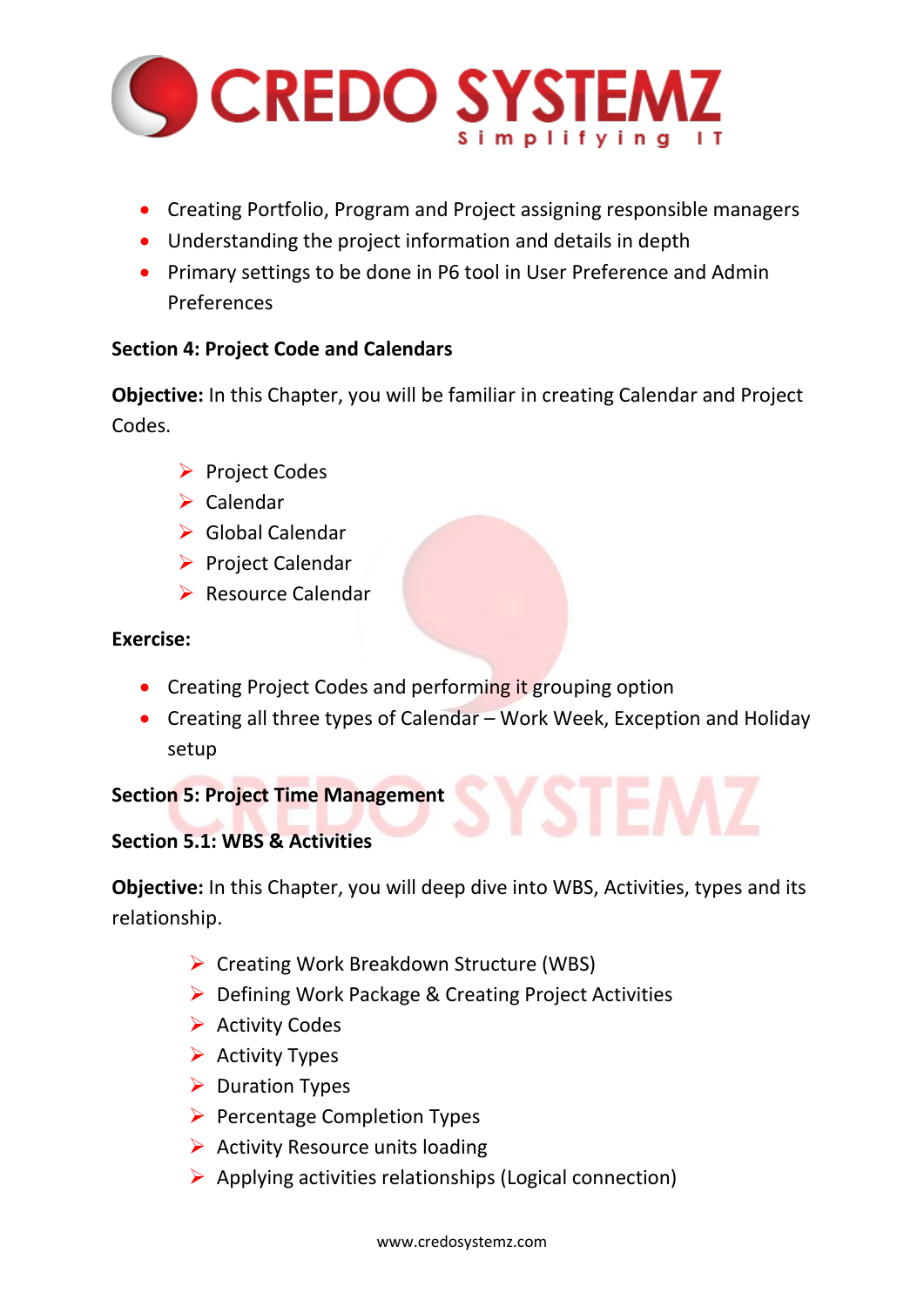- Creating Portfolio, Program and Project assigning responsible managers
- Understanding the project information and details in depth
- Primary settings to be done in P6 tool in User Preference and Admin Preferences

**Section 4: Project Code and Calendars**

**Objective:** In this Chapter, you will be familiar in creating Calendar and Project Codes.

- Project Codes
- Calendar
- Global Calendar
- Project Calendar
- Resource Calendar

**Exercise:**

- Creating Project Codes and performing it grouping option
- Creating all three types of Calendar – Work Week, Exception and Holiday setup

**Section 5: Project Time Management**

**Section 5.1: WBS & Activities**

**Objective:** In this Chapter, you will deep dive into WBS, Activities, types and its relationship.

- Creating Work Breakdown Structure (WBS)
- Defining Work Package & Creating Project Activities
- Activity Codes
- Activity Types
- Duration Types
- Percentage Completion Types
- Activity Resource units loading
- Applying activities relationships (Logical connection)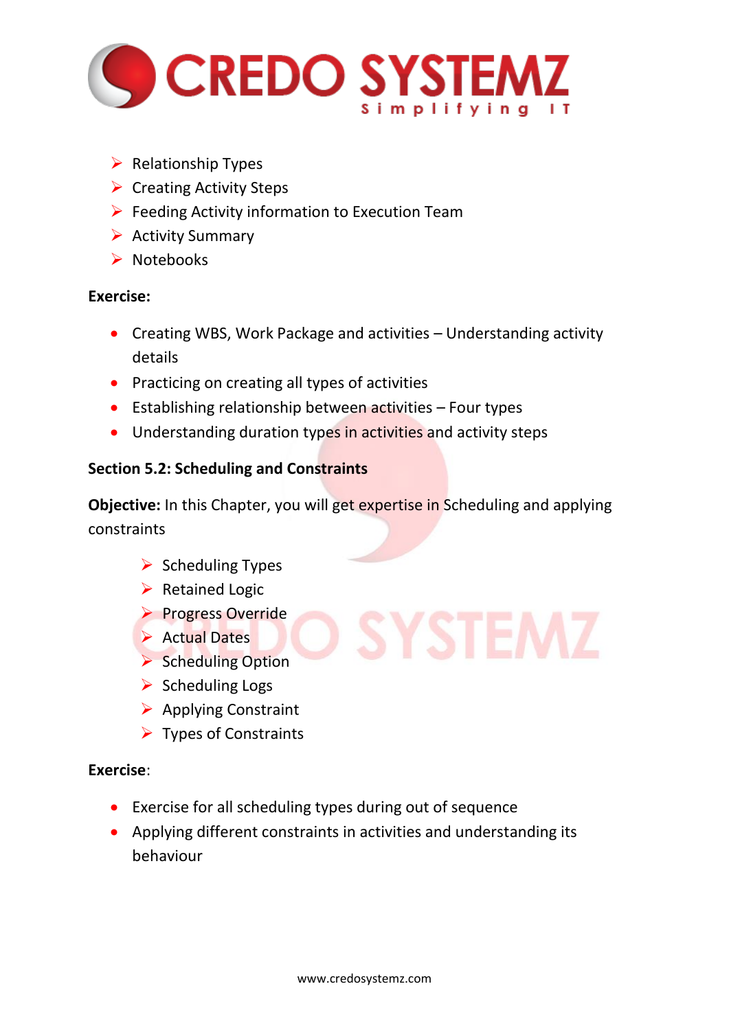- Relationship Types
- Creating Activity Steps
- Feeding Activity information to Execution Team
- Activity Summary
- Notebooks

**Exercise:**

- Creating WBS, Work Package and activities – Understanding activity details
- Practicing on creating all types of activities
- Establishing relationship between activities – Four types
- Understanding duration types in activities and activity steps

**Section 5.2: Scheduling and Constraints**

**Objective:** In this Chapter, you will get expertise in Scheduling and applying constraints

- Scheduling Types
- Retained Logic
- Progress Override
- Actual Dates
- Scheduling Option
- Scheduling Logs
- Applying Constraint
- Types of Constraints

**Exercise**:

- Exercise for all scheduling types during out of sequence
- Applying different constraints in activities and understanding its behaviour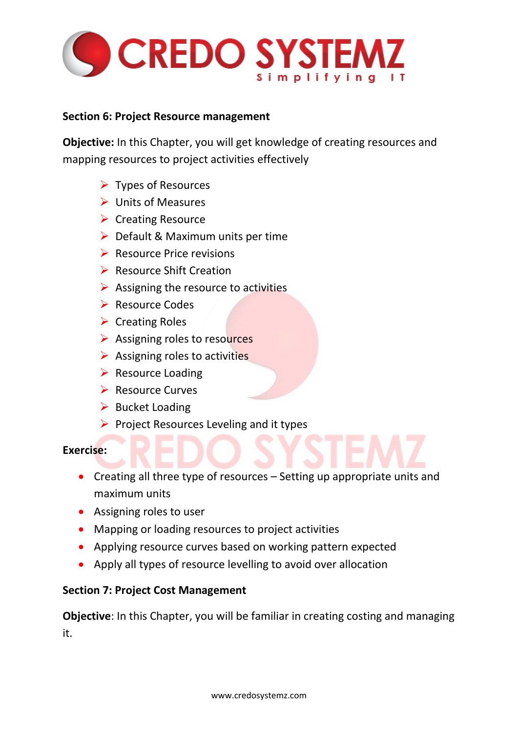**Section 6: Project Resource management**

**Objective:** In this Chapter, you will get knowledge of creating resources and mapping resources to project activities effectively

- Types of Resources
- Units of Measures
- Creating Resource
- Default & Maximum units per time
- Resource Price revisions
- Resource Shift Creation
- Assigning the resource to activities
- Resource Codes
- Creating Roles
- Assigning roles to resources
- Assigning roles to activities
- Resource Loading
- Resource Curves
- Bucket Loading
- Project Resources Leveling and it types

**Exercise:**

- Creating all three type of resources – Setting up appropriate units and maximum units
- Assigning roles to user
- Mapping or loading resources to project activities
- Applying resource curves based on working pattern expected
- Apply all types of resource levelling to avoid over allocation

**Section 7: Project Cost Management**

**Objective**: In this Chapter, you will be familiar in creating costing and managing it.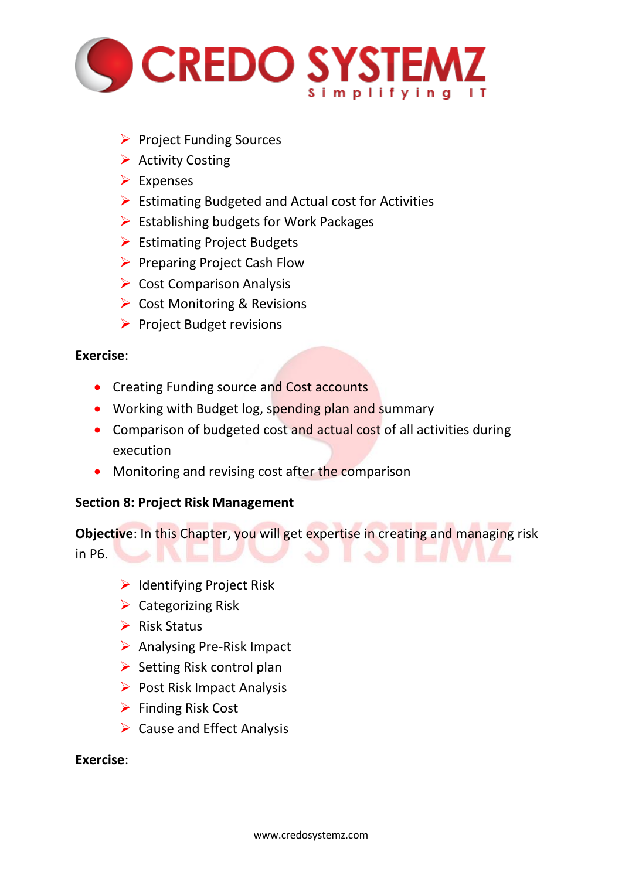- Project Funding Sources
- Activity Costing
- Expenses
- Estimating Budgeted and Actual cost for Activities
- Establishing budgets for Work Packages
- Estimating Project Budgets
- Preparing Project Cash Flow
- Cost Comparison Analysis
- Cost Monitoring & Revisions
- Project Budget revisions

**Exercise**:

- Creating Funding source and Cost accounts
- Working with Budget log, spending plan and summary
- Comparison of budgeted cost and actual cost of all activities during execution
- Monitoring and revising cost after the comparison

**Section 8: Project Risk Management**

**Objective**: In this Chapter, you will get expertise in creating and managing risk in P6.

- Identifying Project Risk
- Categorizing Risk
- Risk Status
- Analysing Pre-Risk Impact
- Setting Risk control plan
- Post Risk Impact Analysis
- Finding Risk Cost
- Cause and Effect Analysis

**Exercise**: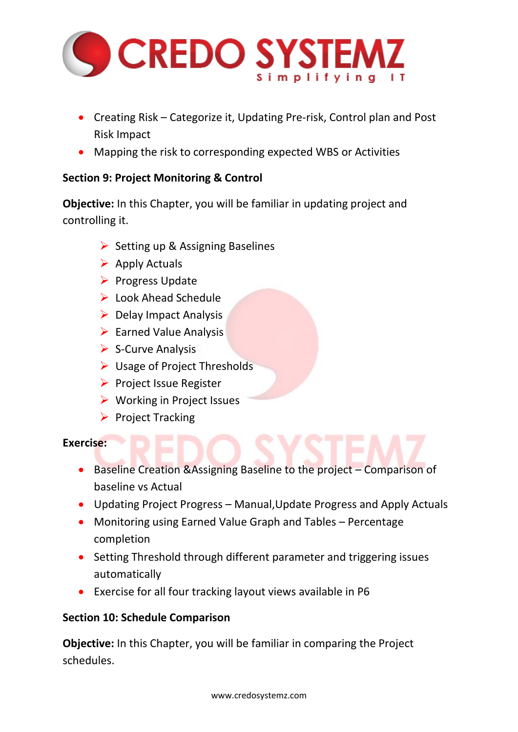- Creating Risk – Categorize it, Updating Pre-risk, Control plan and Post Risk Impact
- Mapping the risk to corresponding expected WBS or Activities

**Section 9: Project Monitoring & Control**

**Objective:** In this Chapter, you will be familiar in updating project and controlling it.

- Setting up & Assigning Baselines
- Apply Actuals
- Progress Update
- Look Ahead Schedule
- Delay Impact Analysis
- Earned Value Analysis
- S-Curve Analysis
- Usage of Project Thresholds
- Project Issue Register
- Working in Project Issues
- Project Tracking

**Exercise:**

- Baseline Creation &Assigning Baseline to the project – Comparison of baseline vs Actual
- Updating Project Progress – Manual,Update Progress and Apply Actuals
- Monitoring using Earned Value Graph and Tables – Percentage completion
- Setting Threshold through different parameter and triggering issues automatically
- Exercise for all four tracking layout views available in P6

**Section 10: Schedule Comparison**

**Objective:** In this Chapter, you will be familiar in comparing the Project schedules.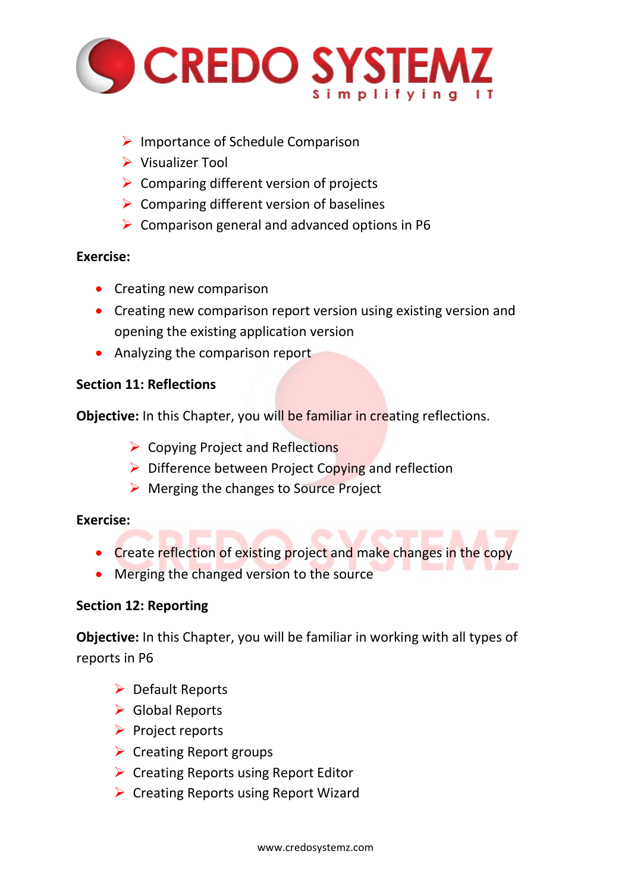- Importance of Schedule Comparison
- Visualizer Tool
- Comparing different version of projects
- Comparing different version of baselines
- Comparison general and advanced options in P6

**Exercise:**

- Creating new comparison
- Creating new comparison report version using existing version and opening the existing application version
- Analyzing the comparison report

**Section 11: Reflections**

**Objective:** In this Chapter, you will be familiar in creating reflections.

- Copying Project and Reflections
- Difference between Project Copying and reflection
- Merging the changes to Source Project

**Exercise:**

- Create reflection of existing project and make changes in the copy
- Merging the changed version to the source

**Section 12: Reporting**

**Objective:** In this Chapter, you will be familiar in working with all types of reports in P6

- Default Reports
- Global Reports
- Project reports
- Creating Report groups
- Creating Reports using Report Editor
- Creating Reports using Report Wizard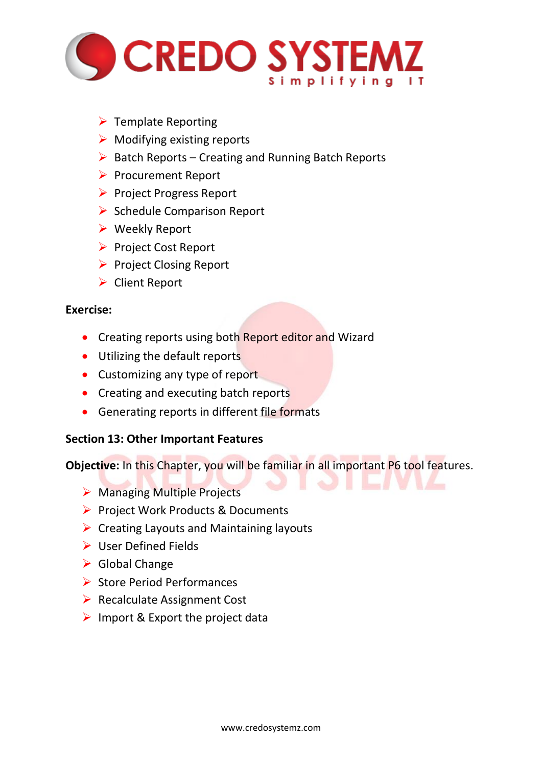- Template Reporting
- Modifying existing reports
- Batch Reports – Creating and Running Batch Reports
- Procurement Report
- Project Progress Report
- Schedule Comparison Report
- Weekly Report
- Project Cost Report
- Project Closing Report
- Client Report

**Exercise:**

- Creating reports using both Report editor and Wizard
- Utilizing the default reports
- Customizing any type of report
- Creating and executing batch reports
- Generating reports in different file formats

**Section 13: Other Important Features**

**Objective:** In this Chapter, you will be familiar in all important P6 tool features.

- Managing Multiple Projects
- Project Work Products & Documents
- Creating Layouts and Maintaining layouts
- User Defined Fields
- Global Change
- Store Period Performances
- Recalculate Assignment Cost
- Import & Export the project data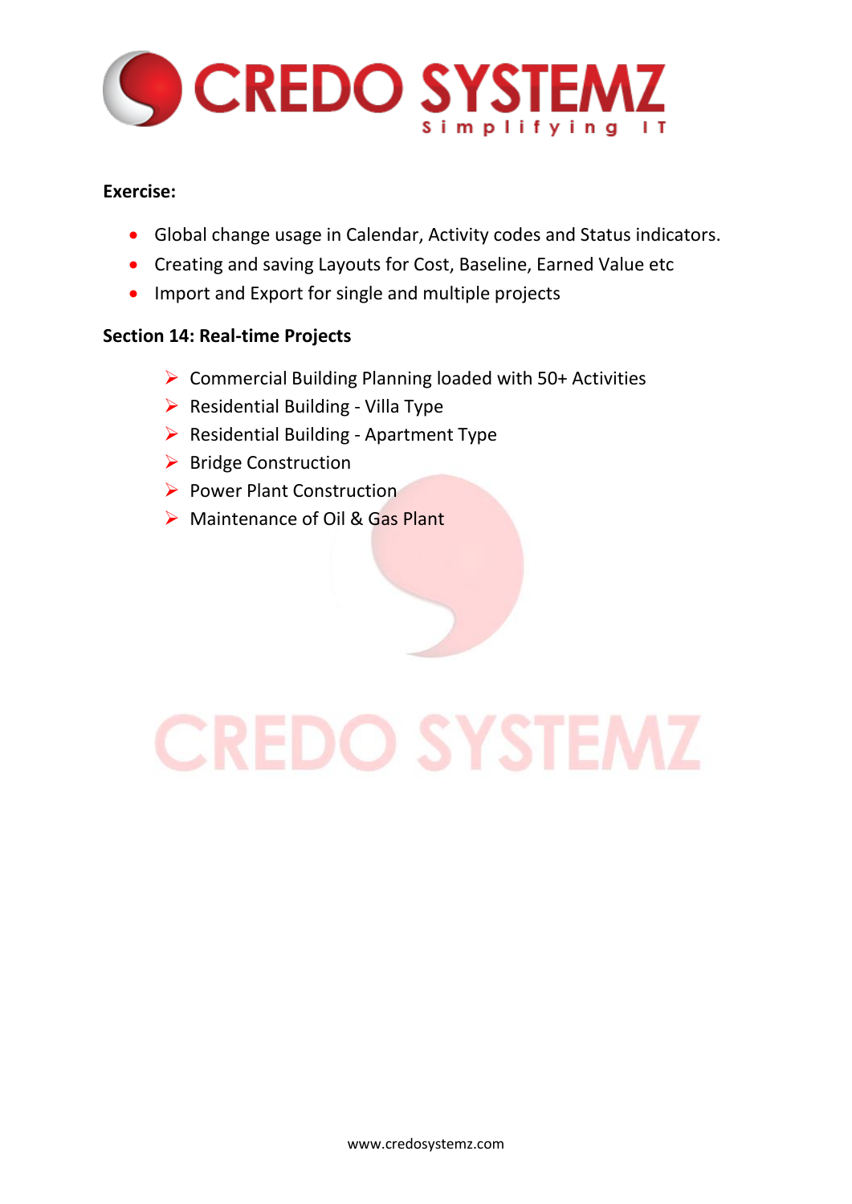**Exercise:**

- Global change usage in Calendar, Activity codes and Status indicators.
- Creating and saving Layouts for Cost, Baseline, Earned Value etc
- Import and Export for single and multiple projects

**Section 14: Real-time Projects**

- Commercial Building Planning loaded with 50+ Activities
- Residential Building - Villa Type
- Residential Building - Apartment Type
- Bridge Construction
- Power Plant Construction
- Maintenance of Oil & Gas Plant